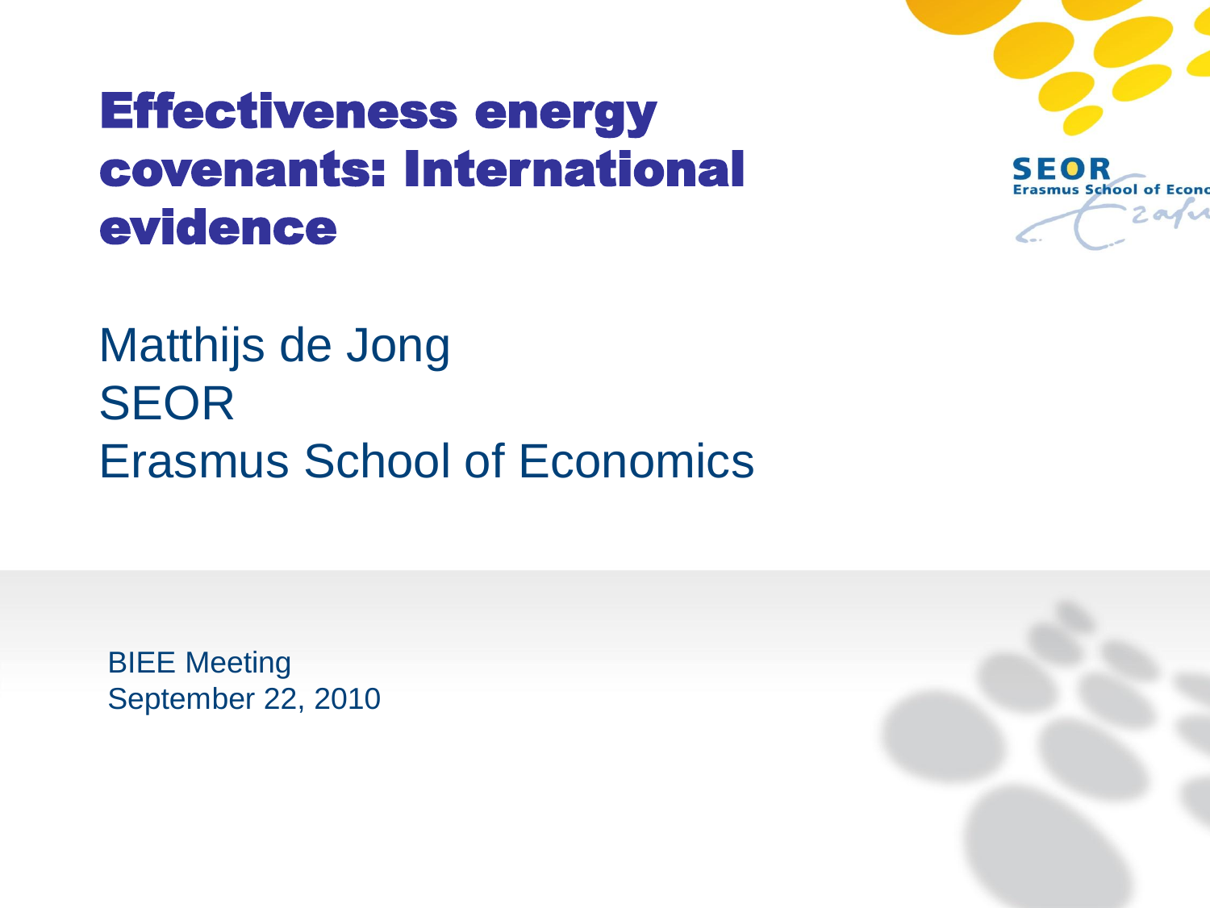# Effectiveness energy covenants: International evidence

Matthijs de Jong
SEOR
Erasmus School of Economics

BIEE Meeting
September 22, 2010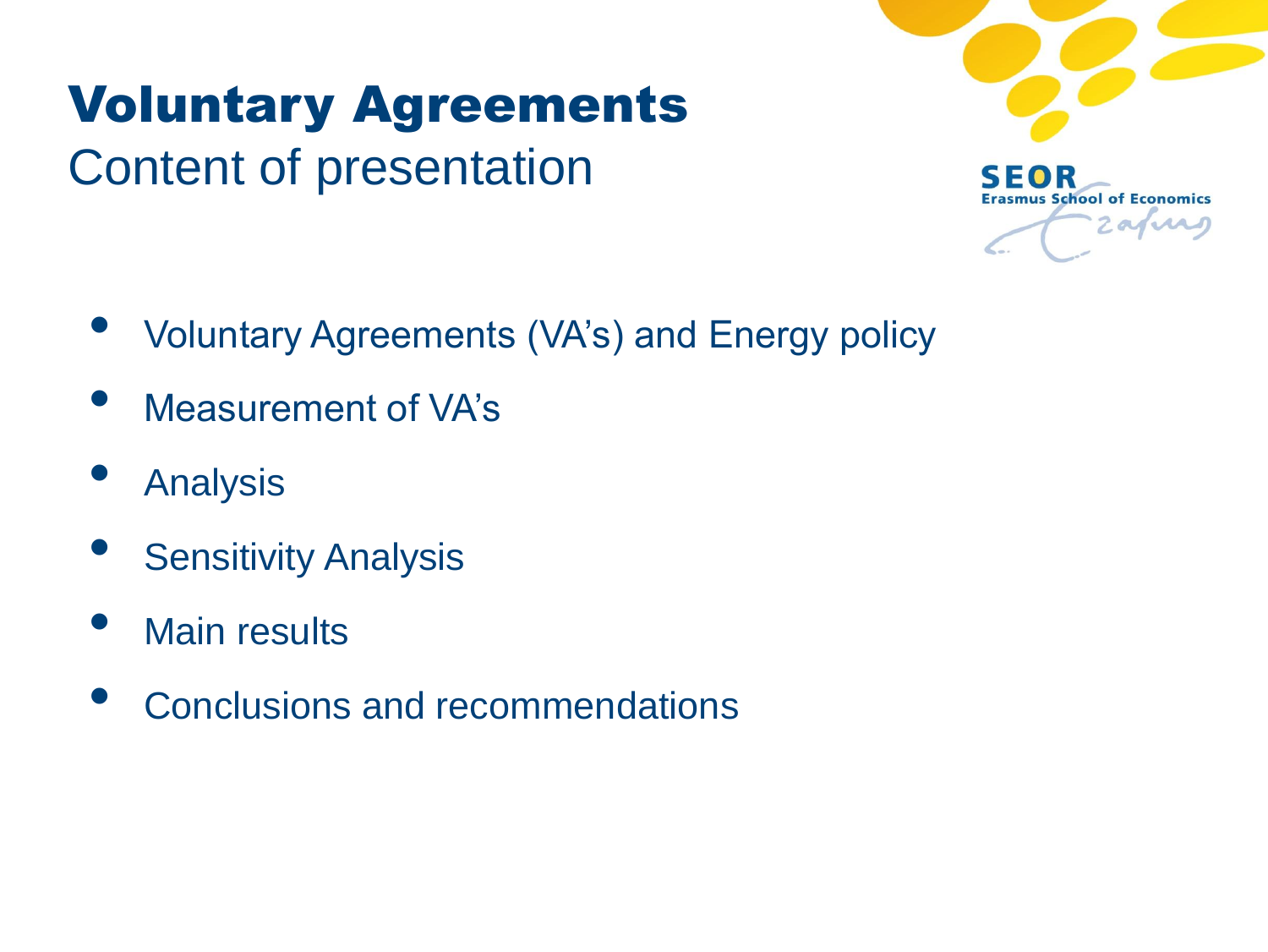# Voluntary Agreements

## Content of presentation

- Voluntary Agreements (VA's) and Energy policy
- Measurement of VA's
- Analysis
- Sensitivity Analysis
- Main results
- Conclusions and recommendations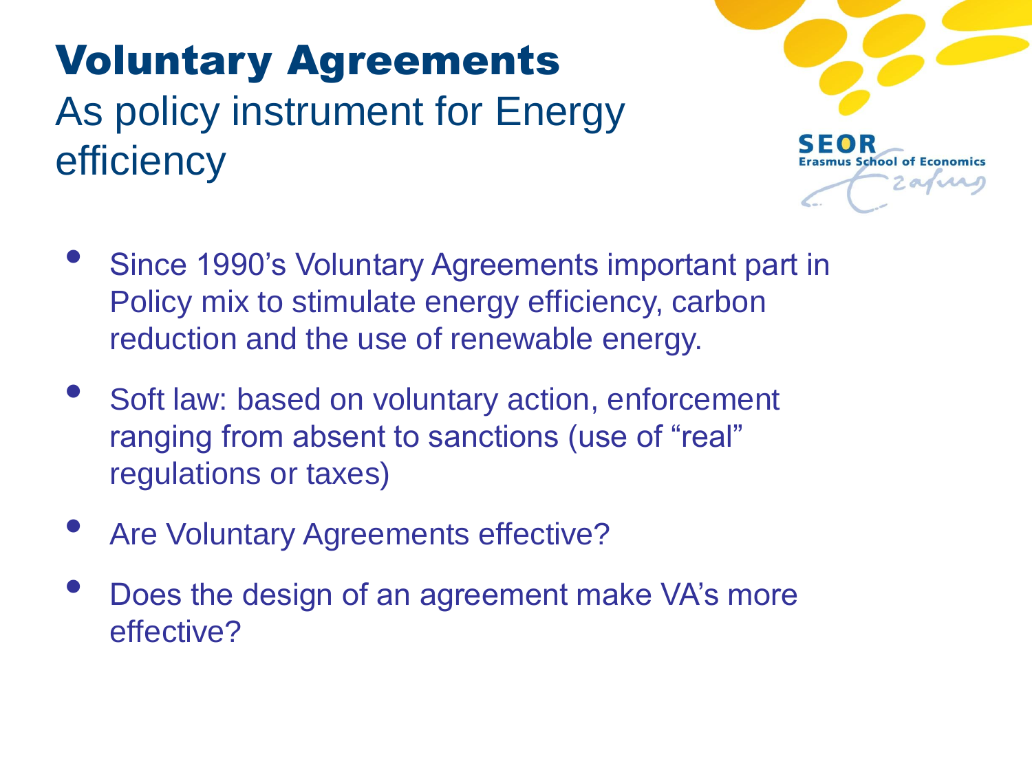# Voluntary Agreements

## As policy instrument for Energy efficiency

- Since 1990's Voluntary Agreements important part in Policy mix to stimulate energy efficiency, carbon reduction and the use of renewable energy.
- Soft law: based on voluntary action, enforcement ranging from absent to sanctions (use of "real" regulations or taxes)
- Are Voluntary Agreements effective?
- Does the design of an agreement make VA's more effective?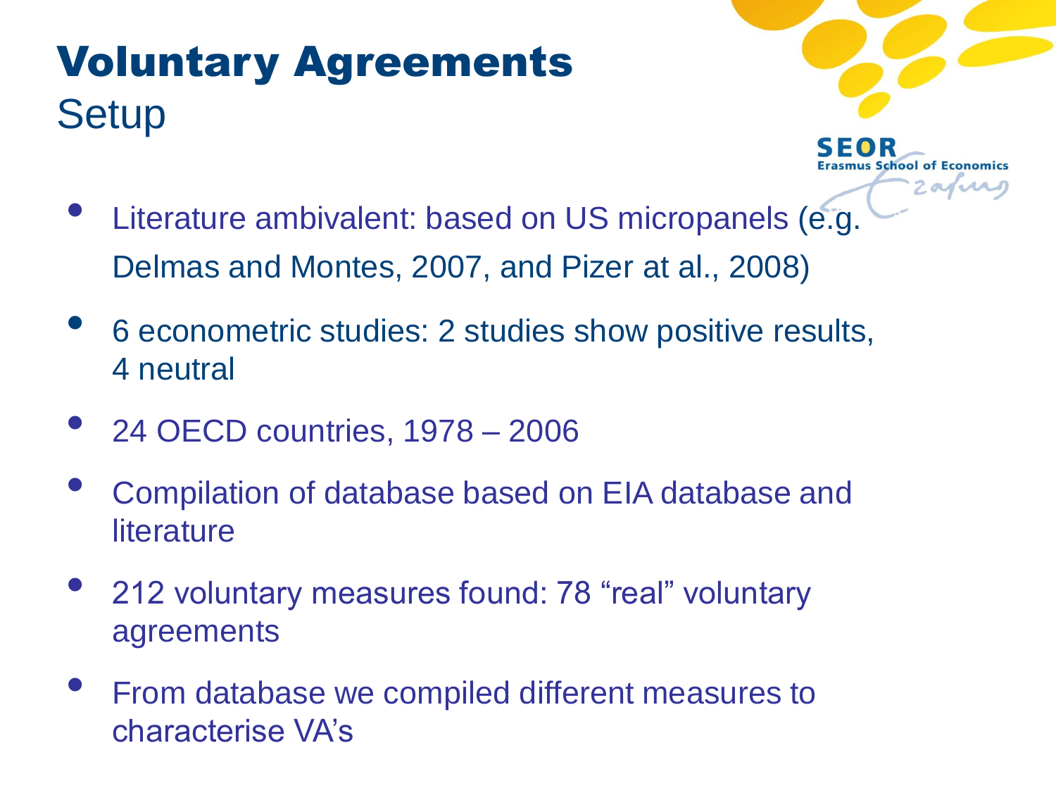# Voluntary Agreements

## Setup

- Literature ambivalent: based on US micropanels (e.g. Delmas and Montes, 2007, and Pizer at al., 2008)
- 6 econometric studies: 2 studies show positive results, 4 neutral
- 24 OECD countries, 1978 – 2006
- Compilation of database based on EIA database and literature
- 212 voluntary measures found: 78 “real” voluntary agreements
- From database we compiled different measures to characterise VA’s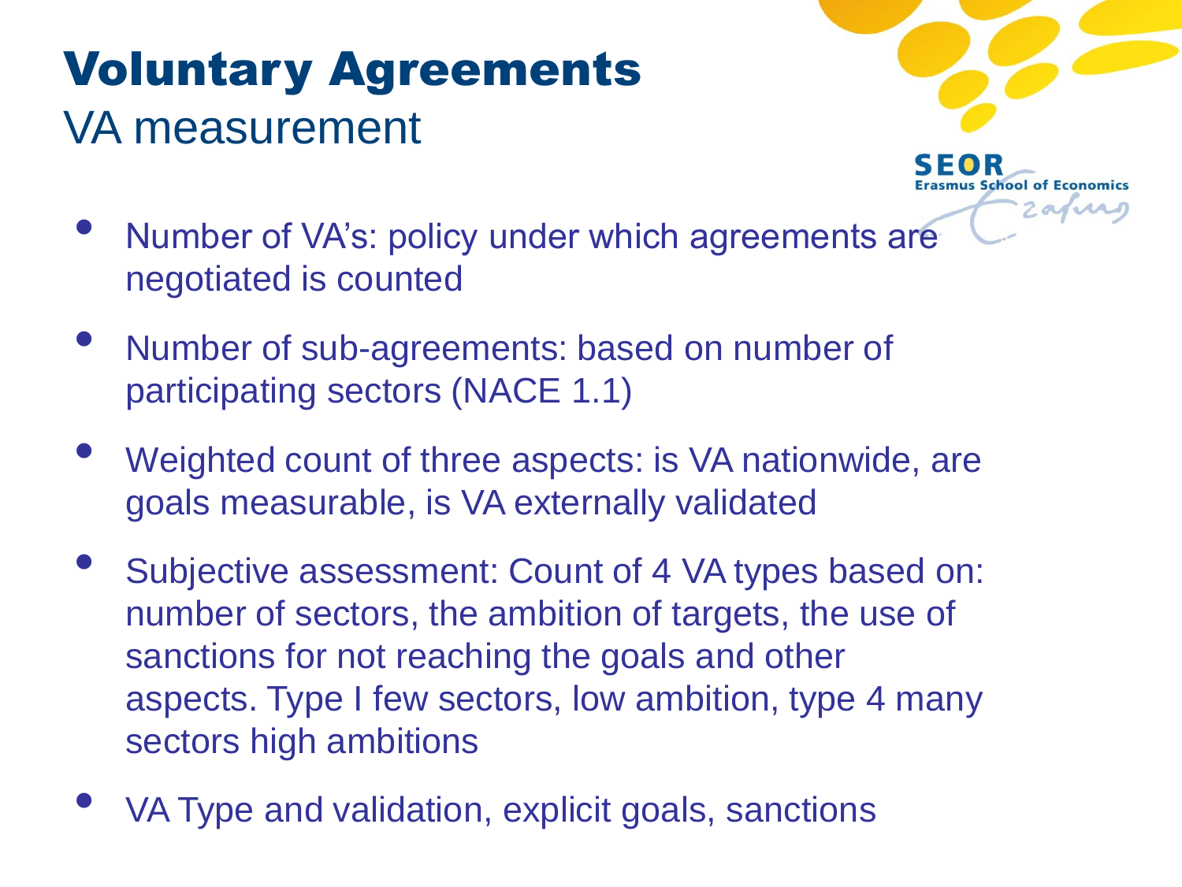# Voluntary Agreements

## VA measurement

- Number of VA's: policy under which agreements are negotiated is counted
- Number of sub-agreements: based on number of participating sectors (NACE 1.1)
- Weighted count of three aspects: is VA nationwide, are goals measurable, is VA externally validated
- Subjective assessment: Count of 4 VA types based on: number of sectors, the ambition of targets, the use of sanctions for not reaching the goals and other aspects. Type I few sectors, low ambition, type 4 many sectors high ambitions
- VA Type and validation, explicit goals, sanctions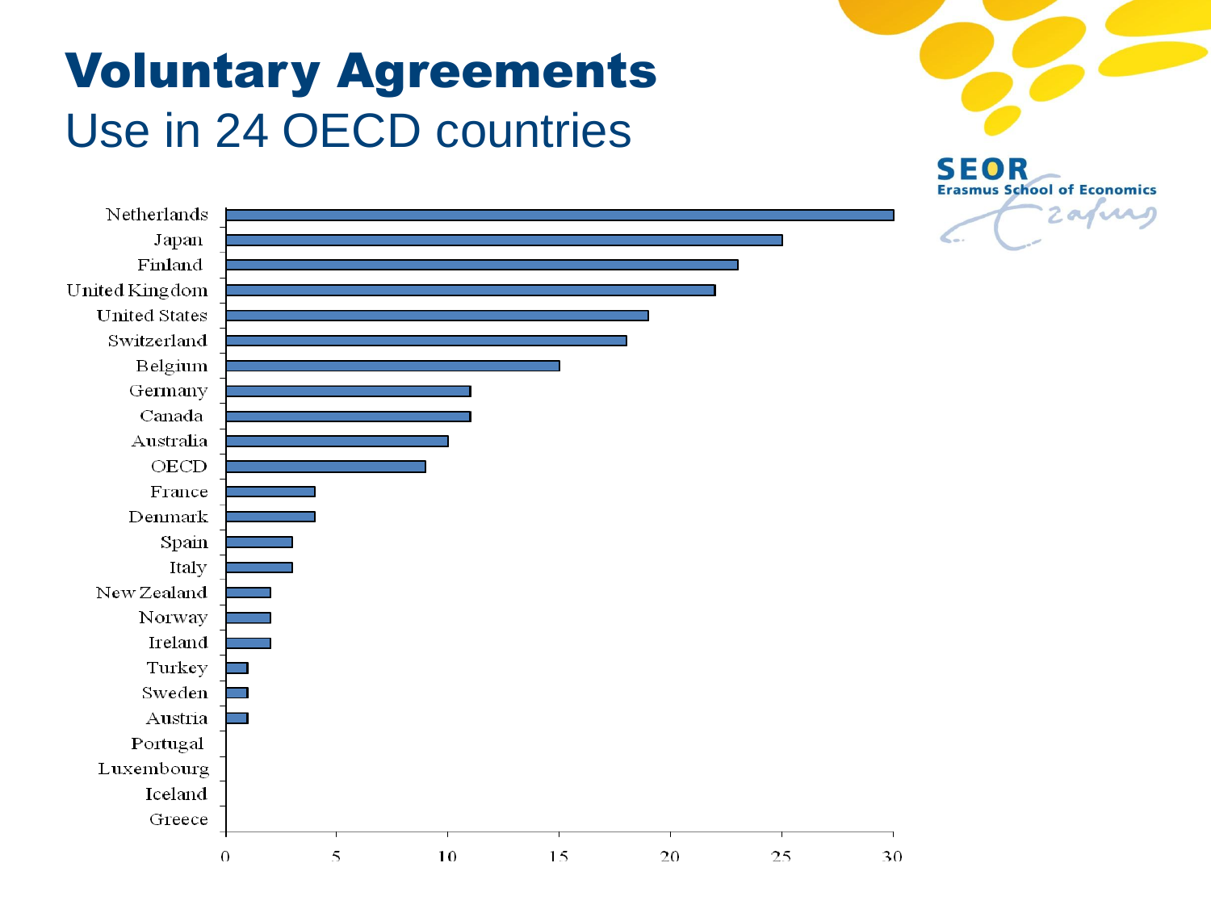# Voluntary Agreements

## Use in 24 OECD countries

| Country | Value |
|---|---|
| Netherlands | 30 |
| Japan | 25 |
| Finland | 23 |
| United Kingdom | 22 |
| United States | 19 |
| Switzerland | 18 |
| Belgium | 15 |
| Germany | 11 |
| Canada | 11 |
| Australia | 10 |
| OECD | 9 |
| France | 4 |
| Denmark | 4 |
| Spain | 3 |
| Italy | 3 |
| New Zealand | 2 |
| Norway | 2 |
| Ireland | 2 |
| Turkey | 1 |
| Sweden | 1 |
| Austria | 1 |
| Portugal | 0 |
| Luxembourg | 0 |
| Iceland | 0 |
| Greece | 0 |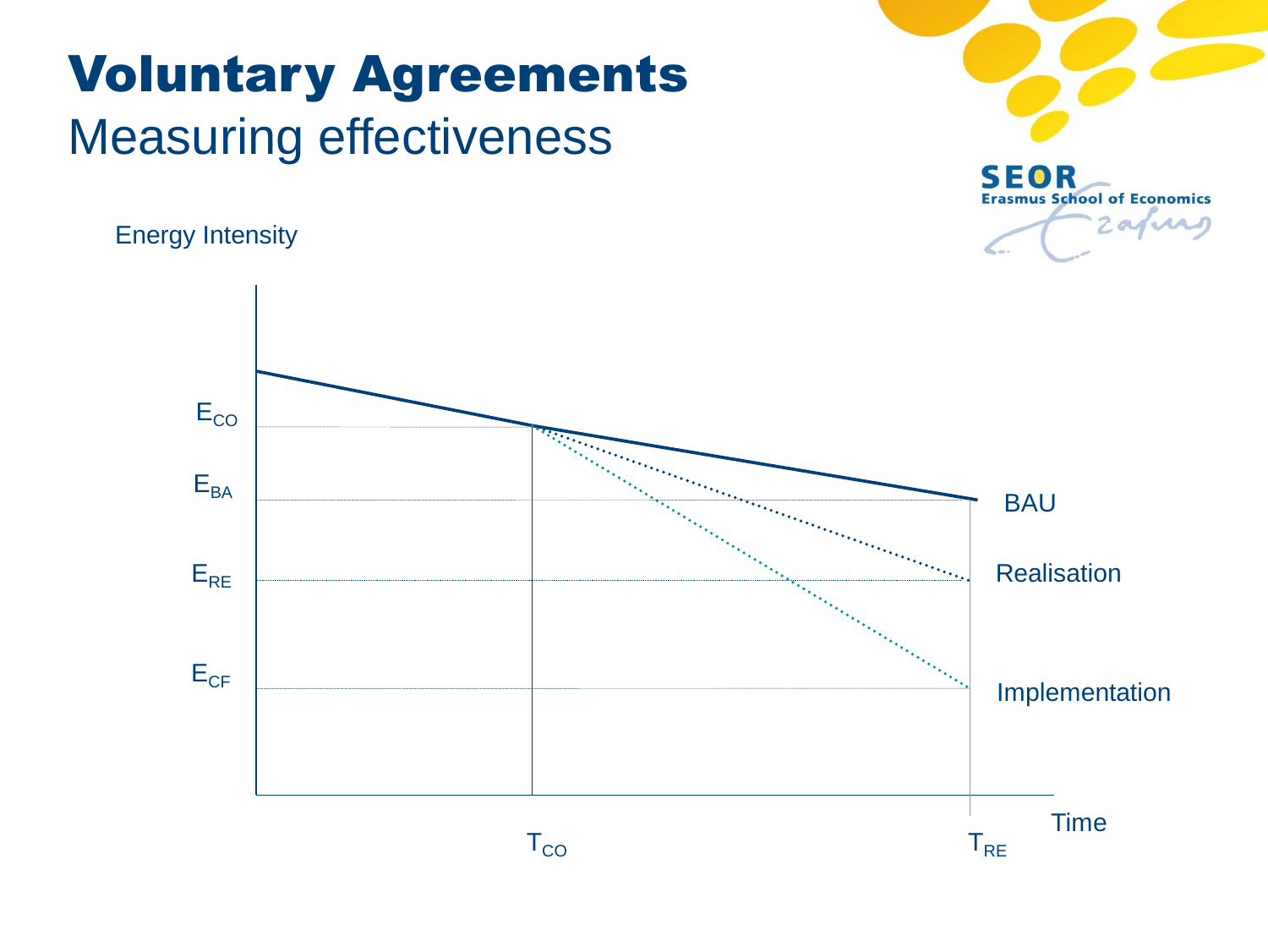# Voluntary Agreements

## Measuring effectiveness

Energy Intensity

$E_{CO}$

$E_{BA}$

$E_{RE}$

$E_{CF}$

BAU

Realisation

Implementation

$T_{CO}$

$T_{RE}$

Time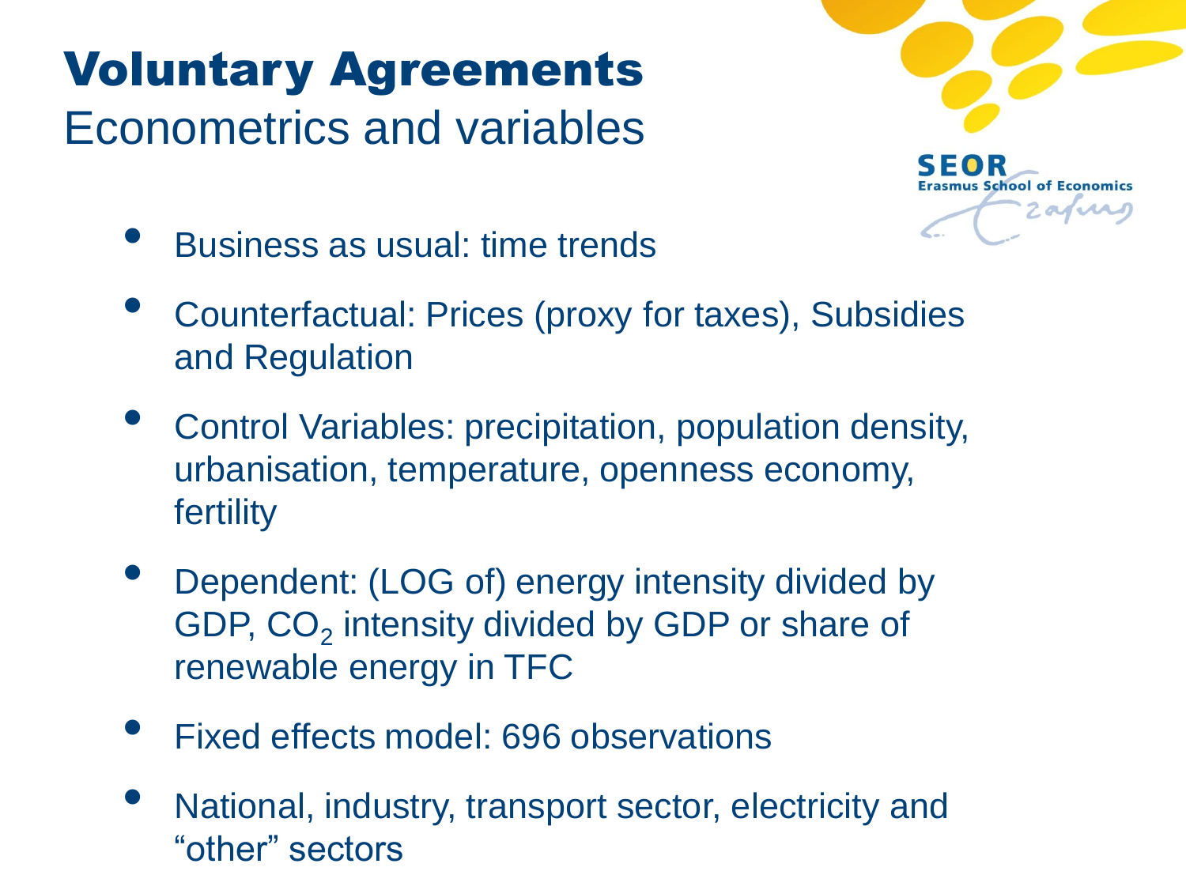# Voluntary Agreements

## Econometrics and variables

- Business as usual: time trends
- Counterfactual: Prices (proxy for taxes), Subsidies and Regulation
- Control Variables: precipitation, population density, urbanisation, temperature, openness economy, fertility
- Dependent: (LOG of) energy intensity divided by GDP, $CO_2$ intensity divided by GDP or share of renewable energy in TFC
- Fixed effects model: 696 observations
- National, industry, transport sector, electricity and “other” sectors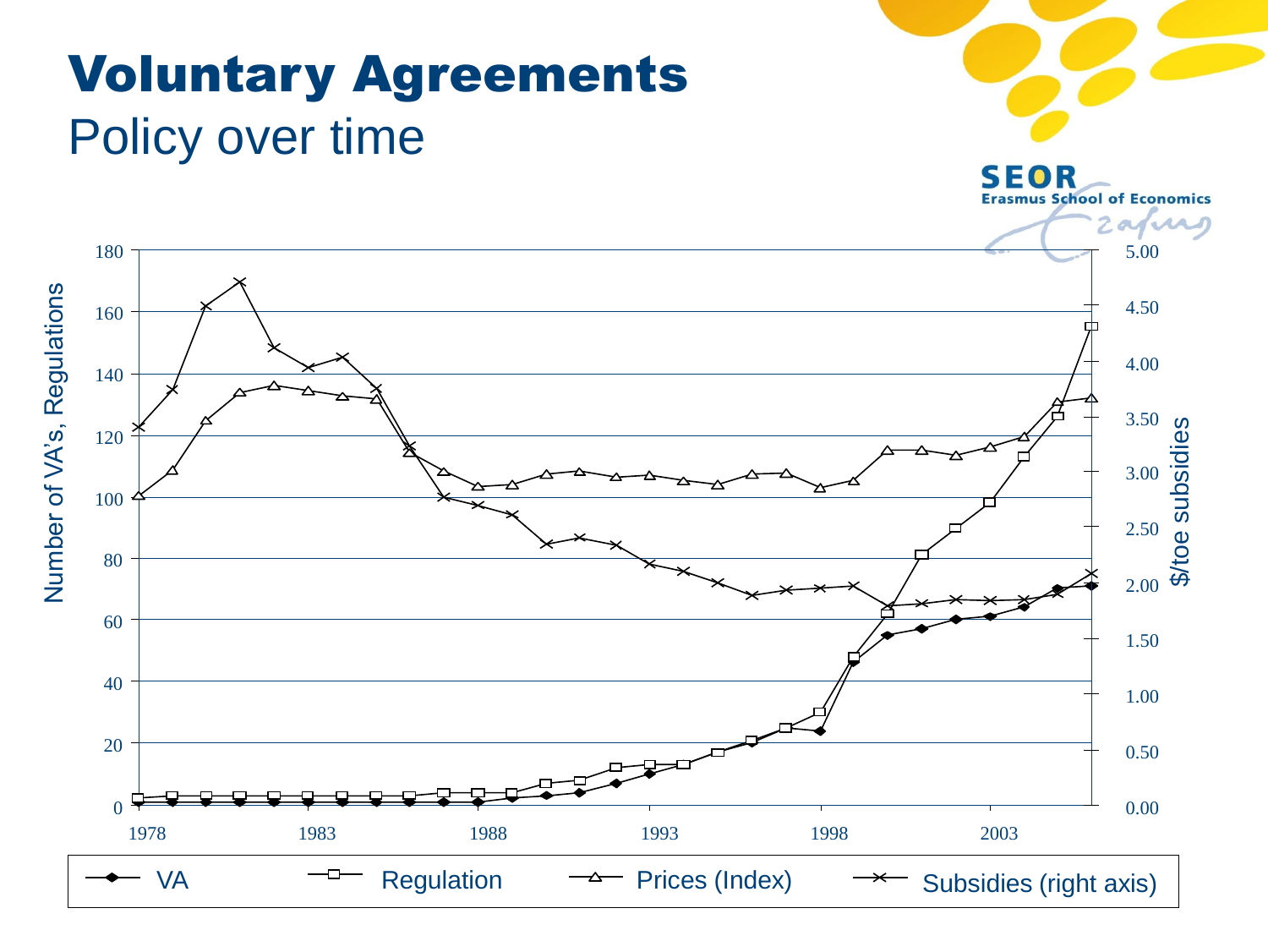# Voluntary Agreements

## Policy over time

Number of VA's, Regulations

$/toe subsidies

VA — Regulation — Prices (Index) — Subsidies (right axis)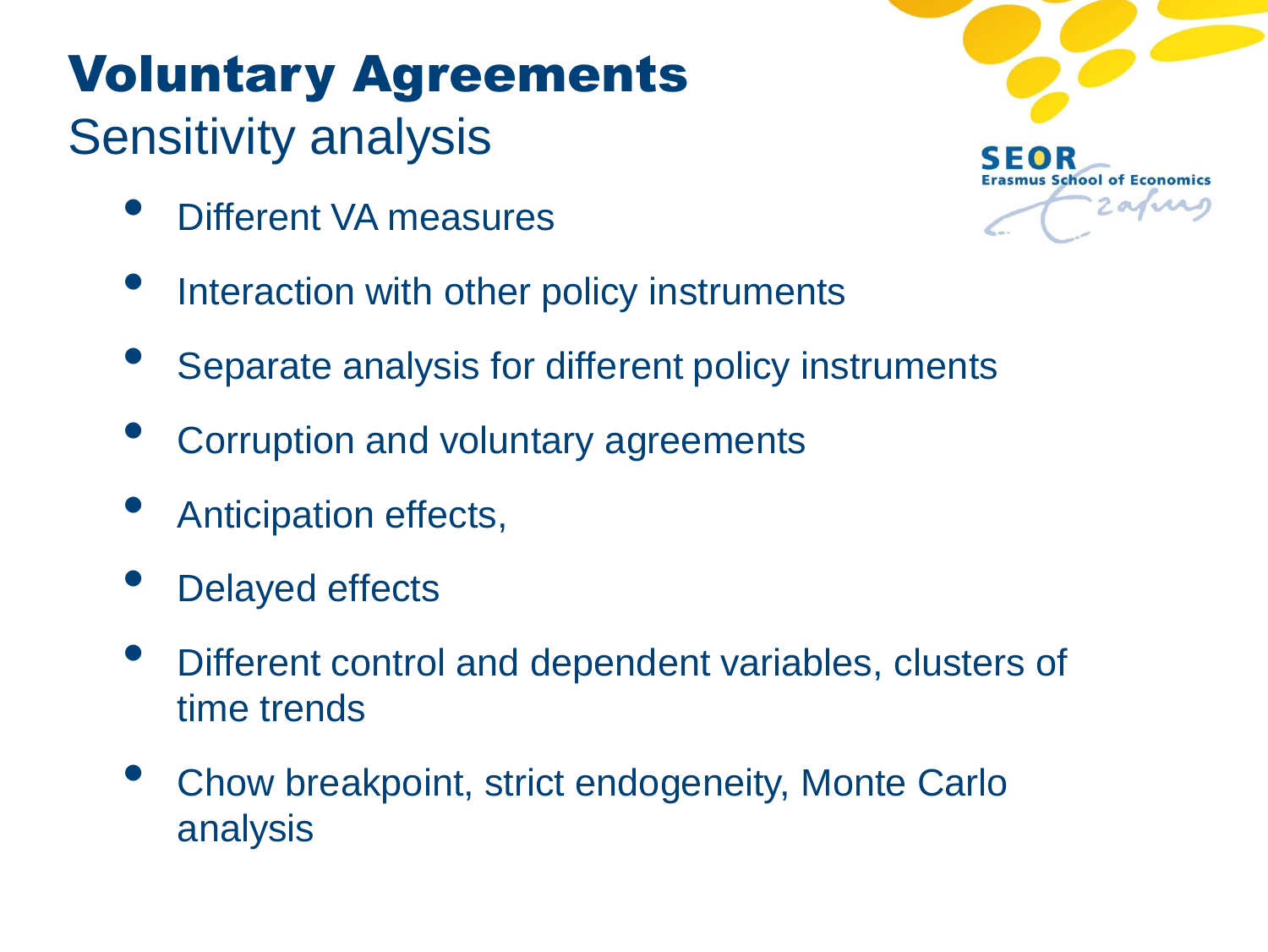# Voluntary Agreements

## Sensitivity analysis

- Different VA measures
- Interaction with other policy instruments
- Separate analysis for different policy instruments
- Corruption and voluntary agreements
- Anticipation effects,
- Delayed effects
- Different control and dependent variables, clusters of time trends
- Chow breakpoint, strict endogeneity, Monte Carlo analysis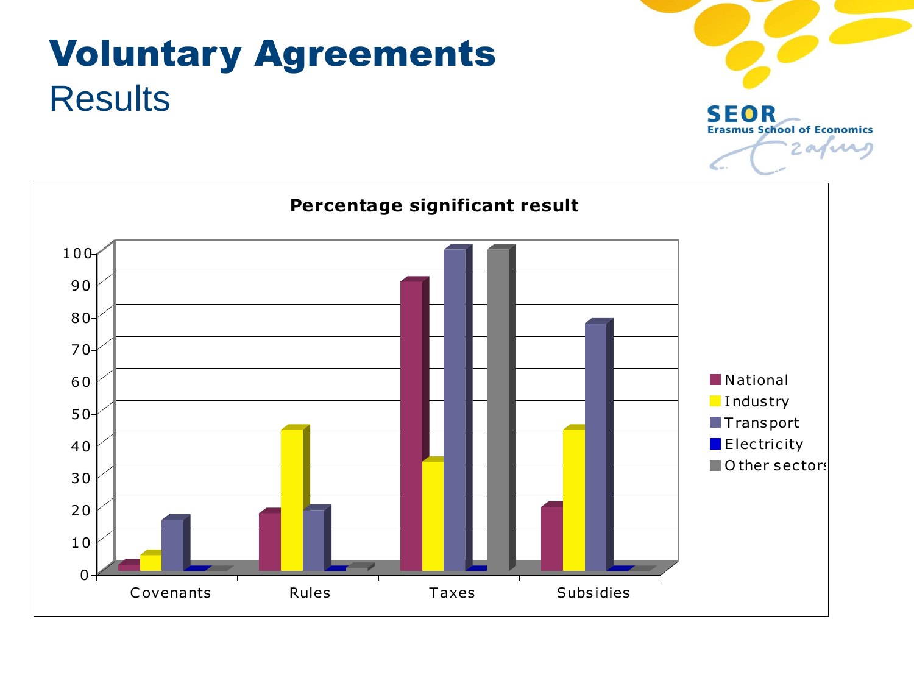# Voluntary Agreements

## Results

**Percentage significant result**

| | National | Industry | Transport | Electricity | Other sectors |
|---|---|---|---|---|---|
| Covenants | 2 | 5 | 16 | 0 | 0 |
| Rules | 18 | 44 | 19 | 0 | 1 |
| Taxes | 90 | 34 | 100 | 0 | 100 |
| Subsidies | 20 | 44 | 77 | 0 | 0 |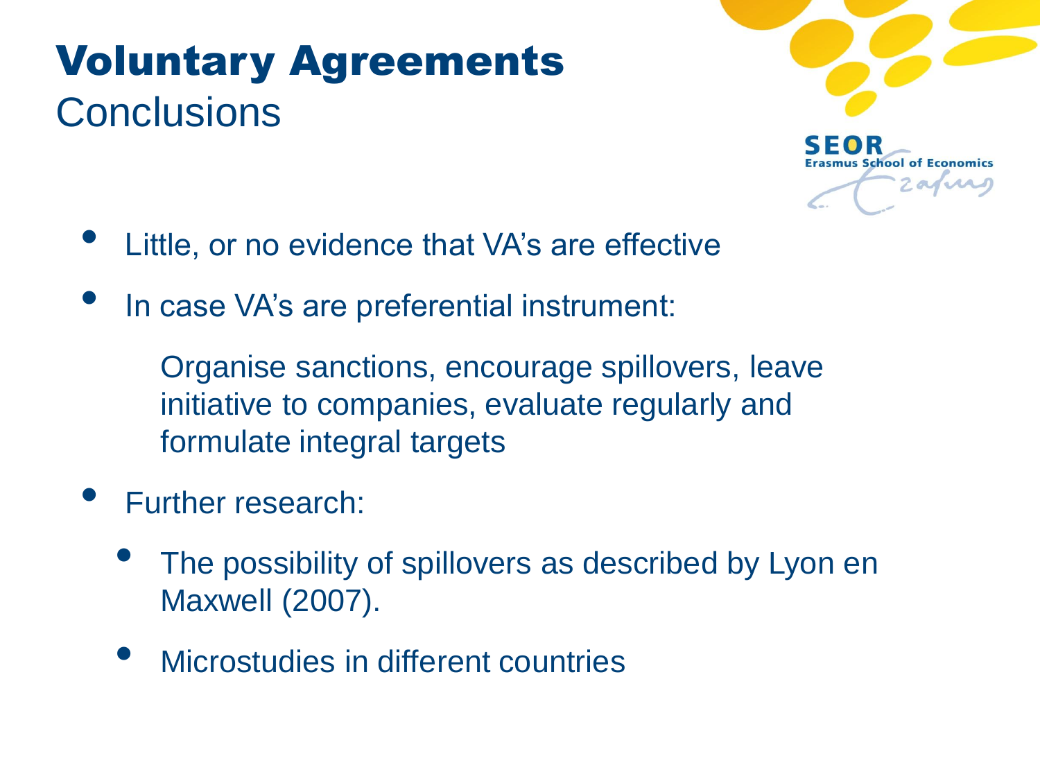# Voluntary Agreements

## Conclusions

- Little, or no evidence that VA's are effective
- In case VA's are preferential instrument:

  Organise sanctions, encourage spillovers, leave initiative to companies, evaluate regularly and formulate integral targets

- Further research:
  - The possibility of spillovers as described by Lyon en Maxwell (2007).
  - Microstudies in different countries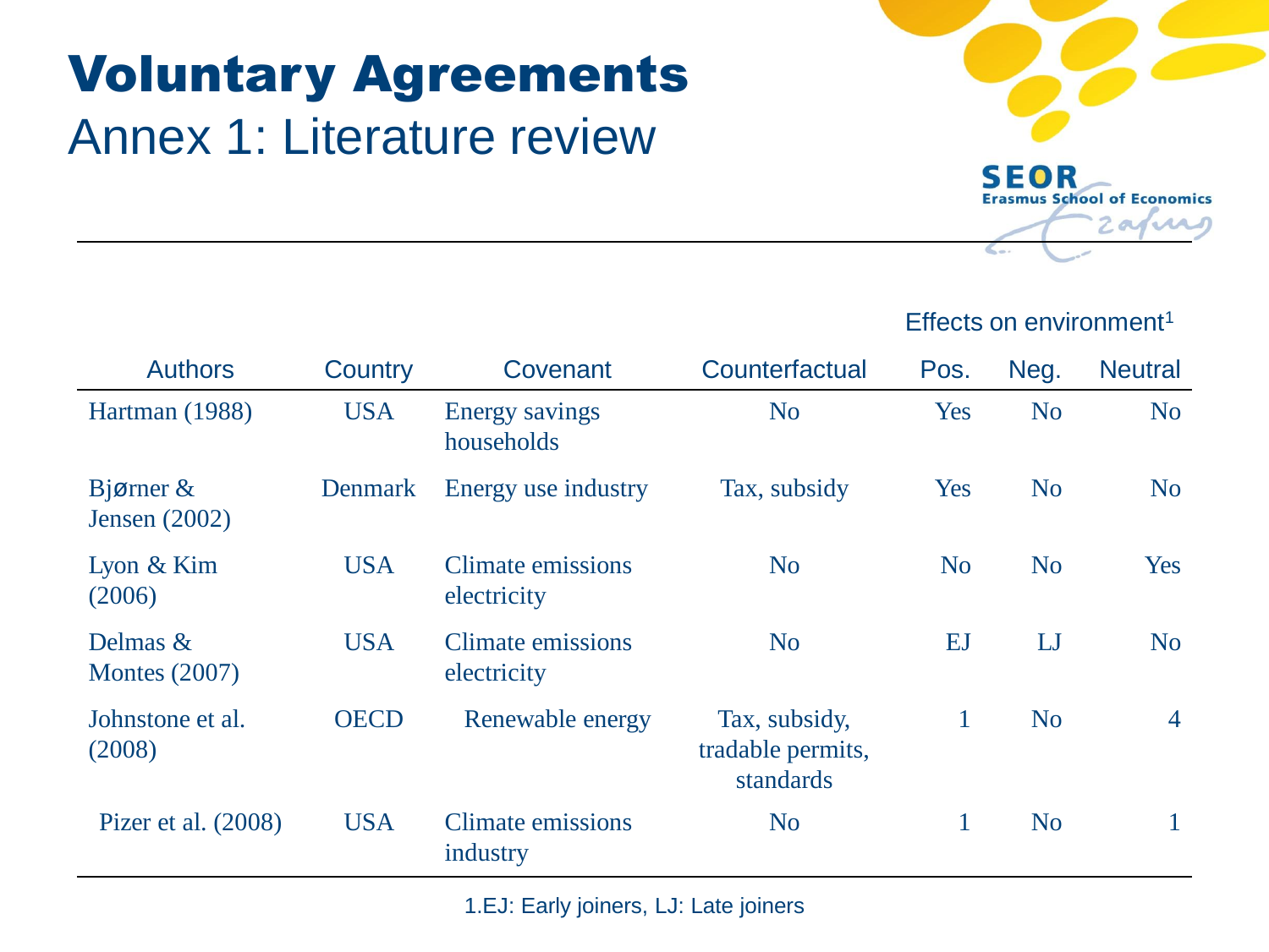# Voluntary Agreements

## Annex 1: Literature review

| Authors | Country | Covenant | Counterfactual | Effects on environment[1] | | |
|---|---|---|---|---|---|---|
| | | | | Pos. | Neg. | Neutral |
| Hartman (1988) | USA | Energy savings households | No | Yes | No | No |
| Bjørner & Jensen (2002) | Denmark | Energy use industry | Tax, subsidy | Yes | No | No |
| Lyon & Kim (2006) | USA | Climate emissions electricity | No | No | No | Yes |
| Delmas & Montes (2007) | USA | Climate emissions electricity | No | EJ | LJ | No |
| Johnstone et al. (2008) | OECD | Renewable energy | Tax, subsidy, tradable permits, standards | 1 | No | 4 |
| Pizer et al. (2008) | USA | Climate emissions industry | No | 1 | No | 1 |

1.EJ: Early joiners, LJ: Late joiners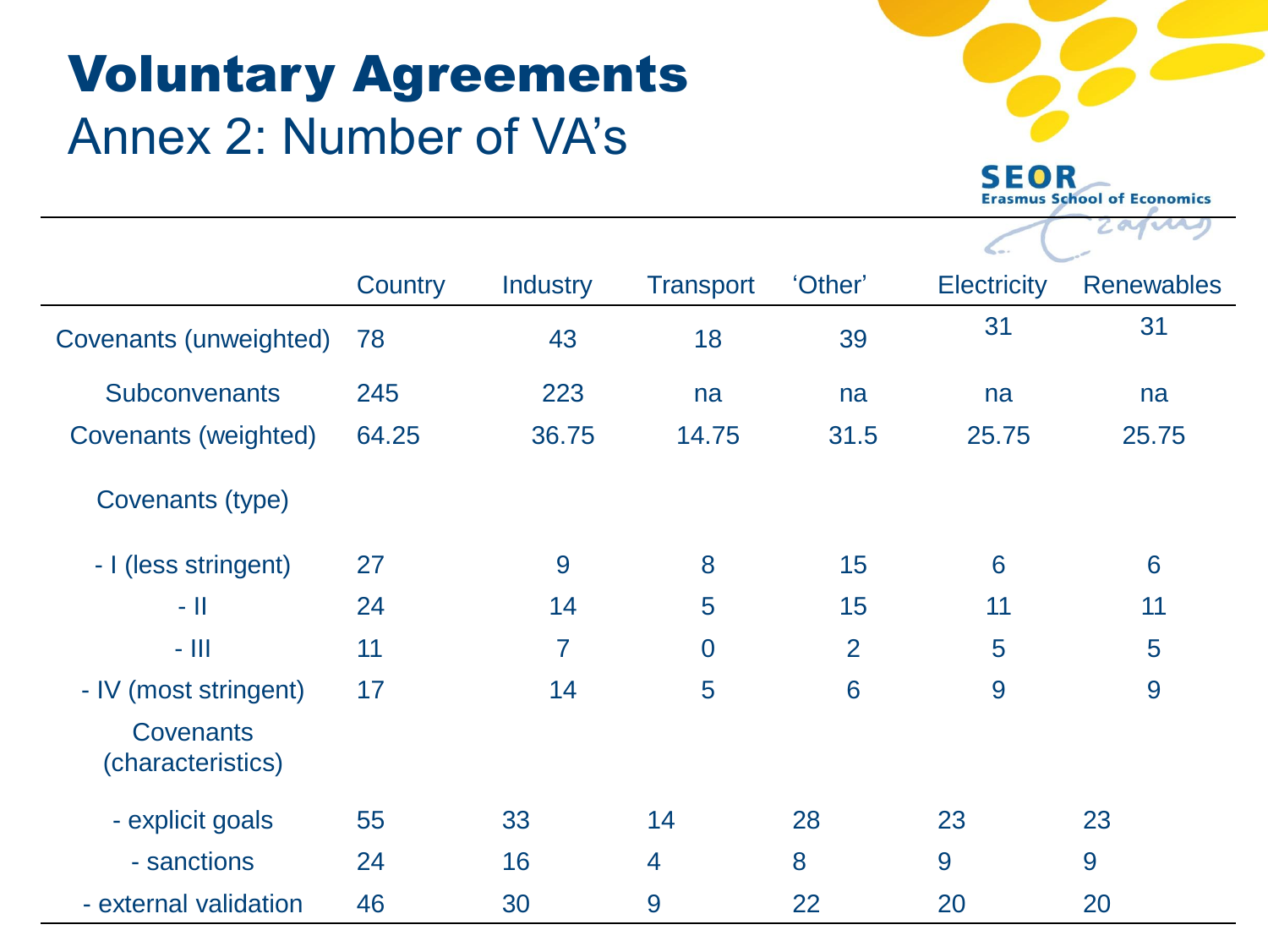# Voluntary Agreements

## Annex 2: Number of VA's

| | Country | Industry | Transport | 'Other' | Electricity | Renewables |
|---|---|---|---|---|---|---|
| Covenants (unweighted) | 78 | 43 | 18 | 39 | 31 | 31 |
| Subconvenants | 245 | 223 | na | na | na | na |
| Covenants (weighted) | 64.25 | 36.75 | 14.75 | 31.5 | 25.75 | 25.75 |
| Covenants (type) | | | | | | |
| - I (less stringent) | 27 | 9 | 8 | 15 | 6 | 6 |
| - II | 24 | 14 | 5 | 15 | 11 | 11 |
| - III | 11 | 7 | 0 | 2 | 5 | 5 |
| - IV (most stringent) | 17 | 14 | 5 | 6 | 9 | 9 |
| Covenants (characteristics) | | | | | | |
| - explicit goals | 55 | 33 | 14 | 28 | 23 | 23 |
| - sanctions | 24 | 16 | 4 | 8 | 9 | 9 |
| - external validation | 46 | 30 | 9 | 22 | 20 | 20 |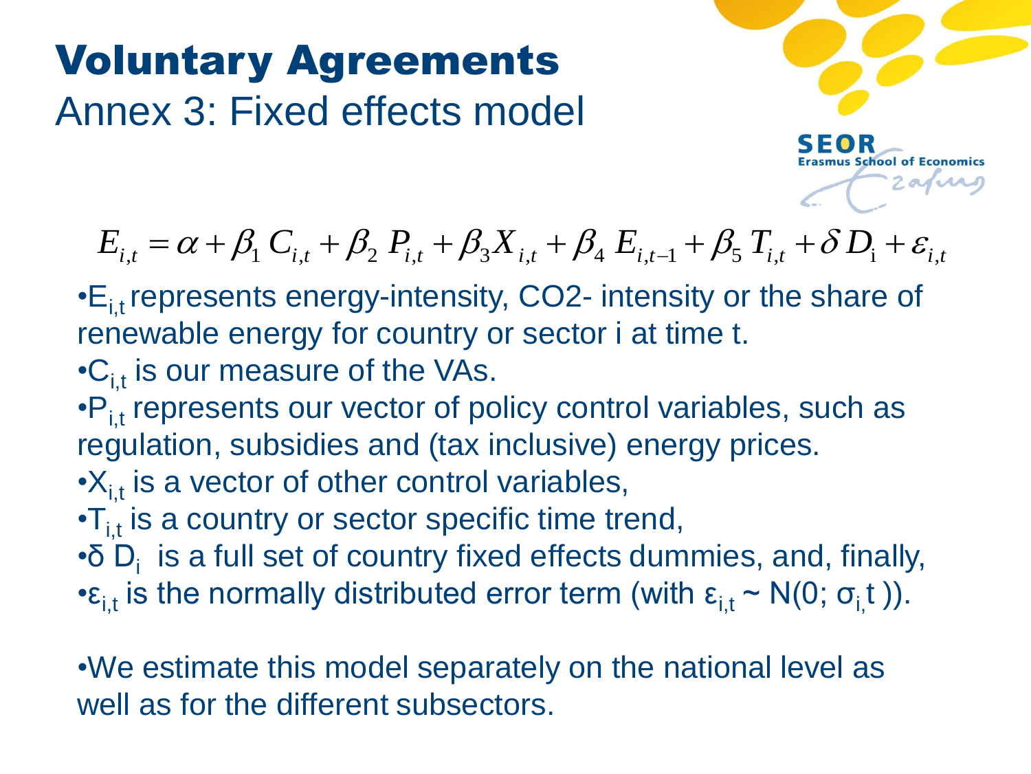# Voluntary Agreements

## Annex 3: Fixed effects model

$$E_{i,t} = \alpha + \beta_1 C_{i,t} + \beta_2 P_{i,t} + \beta_3 X_{i,t} + \beta_4 E_{i,t-1} + \beta_5 T_{i,t} + \delta D_i + \varepsilon_{i,t}$$

- $E_{i,t}$ represents energy-intensity, $CO_2$- intensity or the share of renewable energy for country or sector i at time t.
- $C_{i,t}$ is our measure of the VAs.
- $P_{i,t}$ represents our vector of policy control variables, such as regulation, subsidies and (tax inclusive) energy prices.
- $X_{i,t}$ is a vector of other control variables,
- $T_{i,t}$ is a country or sector specific time trend,
- $\delta D_i$ is a full set of country fixed effects dummies, and, finally,
- $\varepsilon_{i,t}$ is the normally distributed error term (with $\varepsilon_{i,t} \sim N(0; \sigma_{i,}t))$.

- We estimate this model separately on the national level as well as for the different subsectors.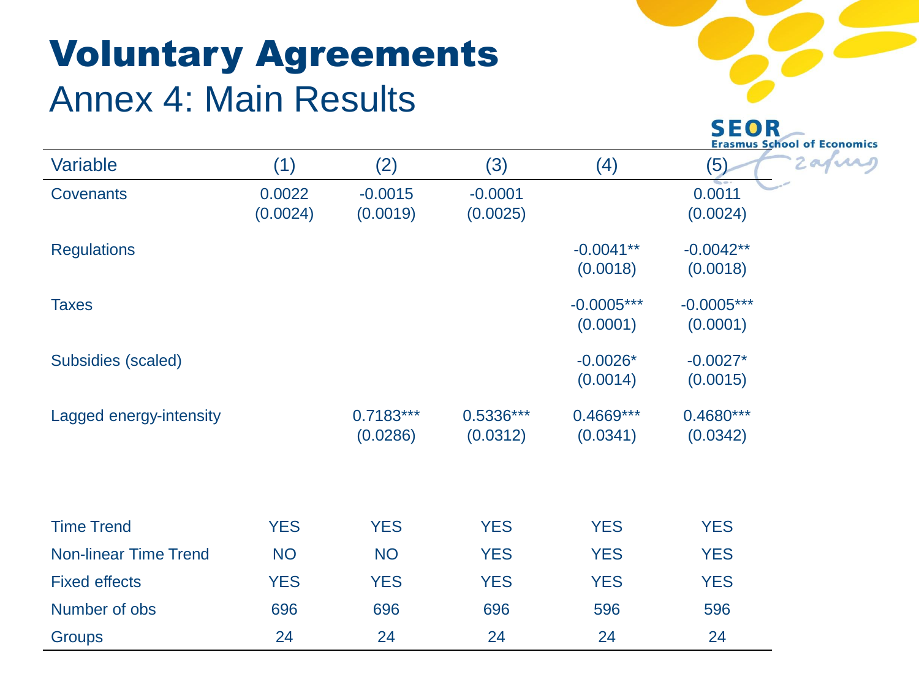# Voluntary Agreements

## Annex 4: Main Results

| Variable | (1) | (2) | (3) | (4) | (5) |
|---|---|---|---|---|---|
| Covenants | 0.0022 (0.0024) | -0.0015 (0.0019) | -0.0001 (0.0025) | | 0.0011 (0.0024) |
| Regulations | | | | -0.0041** (0.0018) | -0.0042** (0.0018) |
| Taxes | | | | -0.0005*** (0.0001) | -0.0005*** (0.0001) |
| Subsidies (scaled) | | | | -0.0026* (0.0014) | -0.0027* (0.0015) |
| Lagged energy-intensity | | 0.7183*** (0.0286) | 0.5336*** (0.0312) | 0.4669*** (0.0341) | 0.4680*** (0.0342) |
| Time Trend | YES | YES | YES | YES | YES |
| Non-linear Time Trend | NO | NO | YES | YES | YES |
| Fixed effects | YES | YES | YES | YES | YES |
| Number of obs | 696 | 696 | 696 | 596 | 596 |
| Groups | 24 | 24 | 24 | 24 | 24 |